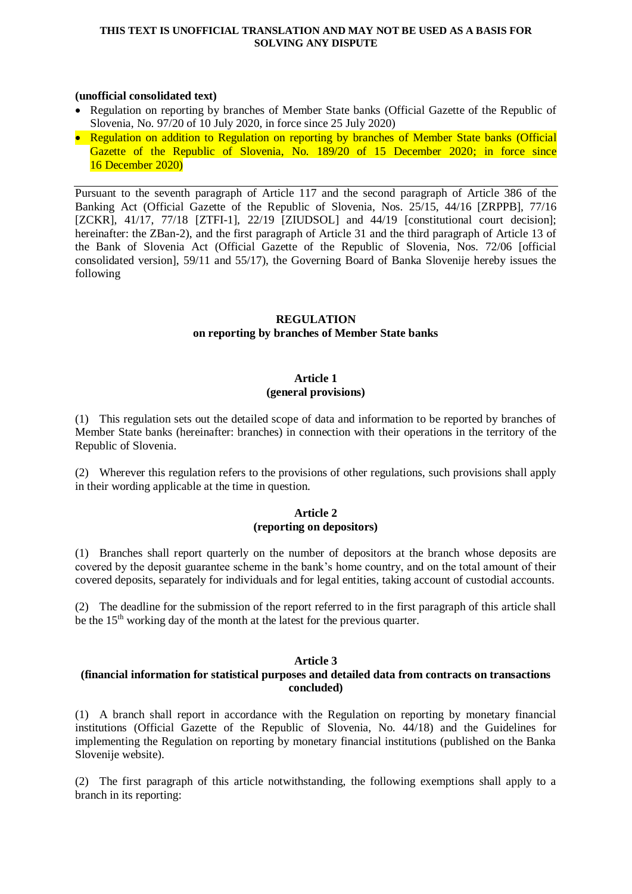**THIS TEXT IS UNOFFICIAL TRANSLATION AND MAY NOT BE USED AS A BASIS FOR SOLVING ANY DISPUTE**

**(unofficial consolidated text)**

- Regulation on reporting by branches of Member State banks (Official Gazette of the Republic of Slovenia, No. 97/20 of 10 July 2020, in force since 25 July 2020)
- Regulation on addition to Regulation on reporting by branches of Member State banks (Official Gazette of the Republic of Slovenia, No. 189/20 of 15 December 2020; in force since 16 December 2020)

---

Pursuant to the seventh paragraph of Article 117 and the second paragraph of Article 386 of the Banking Act (Official Gazette of the Republic of Slovenia, Nos. 25/15, 44/16 [ZRPPB], 77/16 [ZCKR], 41/17, 77/18 [ZTFI-1], 22/19 [ZIUDSOL] and 44/19 [constitutional court decision]; hereinafter: the ZBan-2), and the first paragraph of Article 31 and the third paragraph of Article 13 of the Bank of Slovenia Act (Official Gazette of the Republic of Slovenia, Nos. 72/06 [official consolidated version], 59/11 and 55/17), the Governing Board of Banka Slovenije hereby issues the following

# REGULATION
## on reporting by branches of Member State banks

### Article 1
### (general provisions)

(1) This regulation sets out the detailed scope of data and information to be reported by branches of Member State banks (hereinafter: branches) in connection with their operations in the territory of the Republic of Slovenia.

(2) Wherever this regulation refers to the provisions of other regulations, such provisions shall apply in their wording applicable at the time in question.

### Article 2
### (reporting on depositors)

(1) Branches shall report quarterly on the number of depositors at the branch whose deposits are covered by the deposit guarantee scheme in the bank's home country, and on the total amount of their covered deposits, separately for individuals and for legal entities, taking account of custodial accounts.

(2) The deadline for the submission of the report referred to in the first paragraph of this article shall be the 15th working day of the month at the latest for the previous quarter.

### Article 3
### (financial information for statistical purposes and detailed data from contracts on transactions concluded)

(1) A branch shall report in accordance with the Regulation on reporting by monetary financial institutions (Official Gazette of the Republic of Slovenia, No. 44/18) and the Guidelines for implementing the Regulation on reporting by monetary financial institutions (published on the Banka Slovenije website).

(2) The first paragraph of this article notwithstanding, the following exemptions shall apply to a branch in its reporting: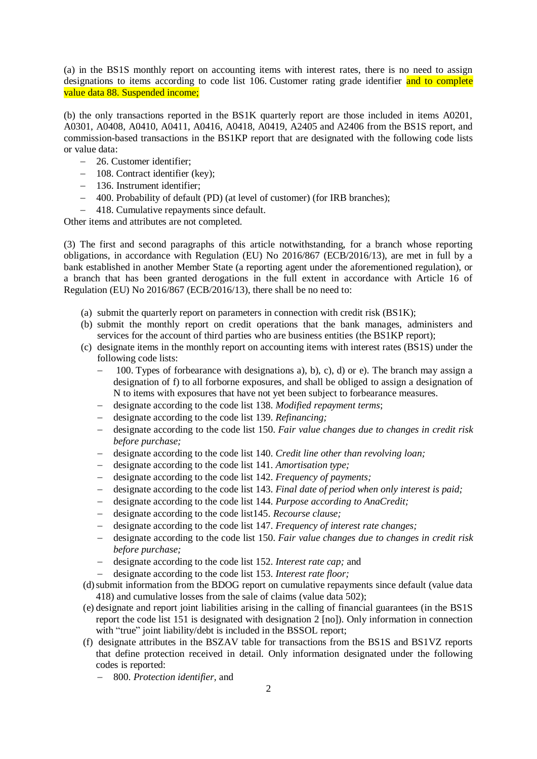(a) in the BS1S monthly report on accounting items with interest rates, there is no need to assign designations to items according to code list 106. Customer rating grade identifier and to complete value data 88. Suspended income;

(b) the only transactions reported in the BS1K quarterly report are those included in items A0201, A0301, A0408, A0410, A0411, A0416, A0418, A0419, A2405 and A2406 from the BS1S report, and commission-based transactions in the BS1KP report that are designated with the following code lists or value data:

- 26. Customer identifier;
- 108. Contract identifier (key);
- 136. Instrument identifier;
- 400. Probability of default (PD) (at level of customer) (for IRB branches);
- 418. Cumulative repayments since default.

Other items and attributes are not completed.

(3) The first and second paragraphs of this article notwithstanding, for a branch whose reporting obligations, in accordance with Regulation (EU) No 2016/867 (ECB/2016/13), are met in full by a bank established in another Member State (a reporting agent under the aforementioned regulation), or a branch that has been granted derogations in the full extent in accordance with Article 16 of Regulation (EU) No 2016/867 (ECB/2016/13), there shall be no need to:

(a) submit the quarterly report on parameters in connection with credit risk (BS1K);

(b) submit the monthly report on credit operations that the bank manages, administers and services for the account of third parties who are business entities (the BS1KP report);

(c) designate items in the monthly report on accounting items with interest rates (BS1S) under the following code lists:

- 100. Types of forbearance with designations a), b), c), d) or e). The branch may assign a designation of f) to all forborne exposures, and shall be obliged to assign a designation of N to items with exposures that have not yet been subject to forbearance measures.
- designate according to the code list 138. *Modified repayment terms*;
- designate according to the code list 139. *Refinancing;*
- designate according to the code list 150. *Fair value changes due to changes in credit risk before purchase;*
- designate according to the code list 140. *Credit line other than revolving loan;*
- designate according to the code list 141. *Amortisation type;*
- designate according to the code list 142. *Frequency of payments;*
- designate according to the code list 143. *Final date of period when only interest is paid;*
- designate according to the code list 144. *Purpose according to AnaCredit;*
- designate according to the code list145. *Recourse clause;*
- designate according to the code list 147. *Frequency of interest rate changes;*
- designate according to the code list 150. *Fair value changes due to changes in credit risk before purchase;*
- designate according to the code list 152. *Interest rate cap;* and
- designate according to the code list 153. *Interest rate floor;*

(d) submit information from the BDOG report on cumulative repayments since default (value data 418) and cumulative losses from the sale of claims (value data 502);

(e) designate and report joint liabilities arising in the calling of financial guarantees (in the BS1S report the code list 151 is designated with designation 2 [no]). Only information in connection with "true" joint liability/debt is included in the BSSOL report;

(f) designate attributes in the BSZAV table for transactions from the BS1S and BS1VZ reports that define protection received in detail. Only information designated under the following codes is reported:

- 800. *Protection identifier,* and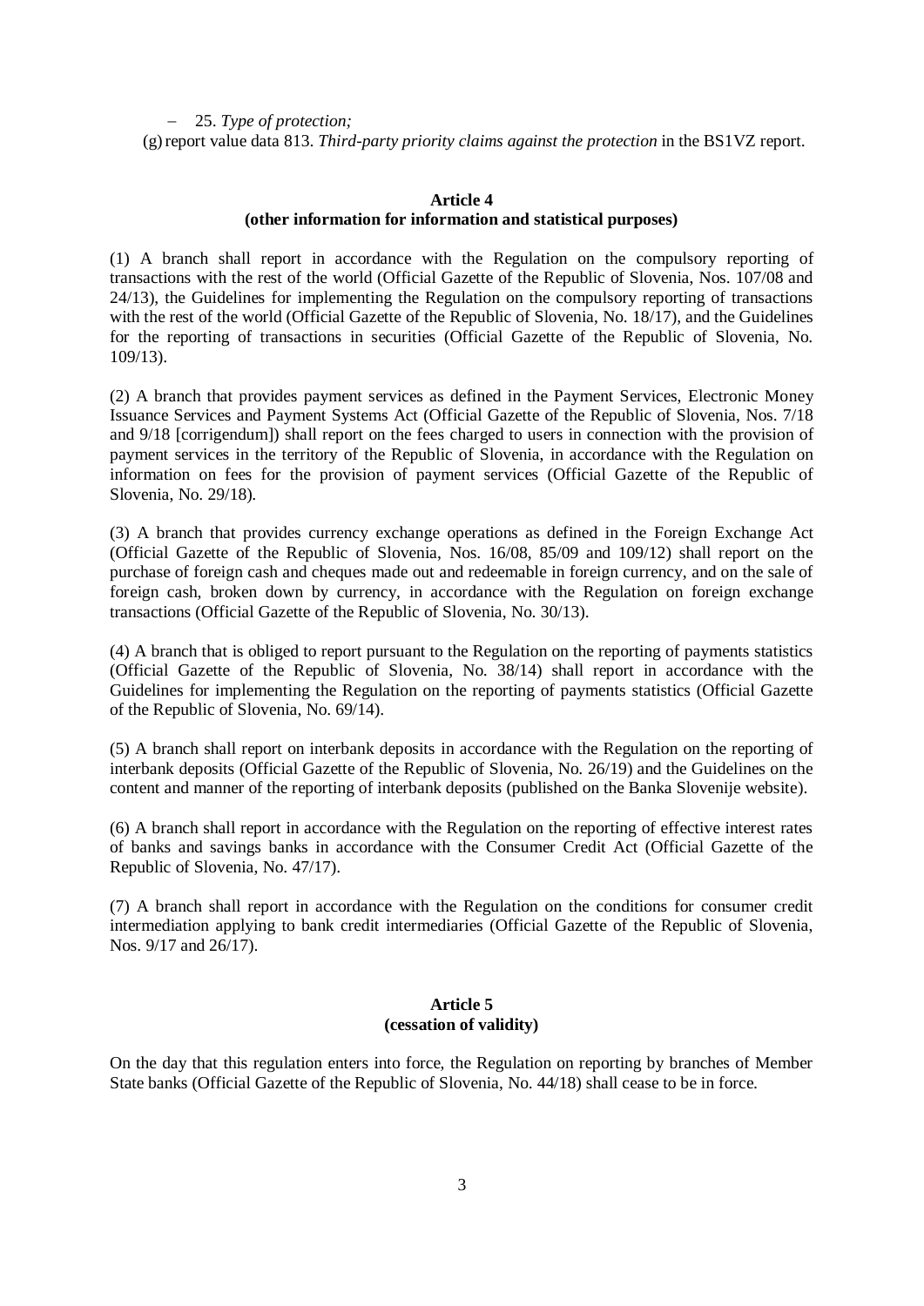- 25. *Type of protection;*

(g) report value data 813. *Third-party priority claims against the protection* in the BS1VZ report.

**Article 4**
**(other information for information and statistical purposes)**

(1) A branch shall report in accordance with the Regulation on the compulsory reporting of transactions with the rest of the world (Official Gazette of the Republic of Slovenia, Nos. 107/08 and 24/13), the Guidelines for implementing the Regulation on the compulsory reporting of transactions with the rest of the world (Official Gazette of the Republic of Slovenia, No. 18/17), and the Guidelines for the reporting of transactions in securities (Official Gazette of the Republic of Slovenia, No. 109/13).

(2) A branch that provides payment services as defined in the Payment Services, Electronic Money Issuance Services and Payment Systems Act (Official Gazette of the Republic of Slovenia, Nos. 7/18 and 9/18 [corrigendum]) shall report on the fees charged to users in connection with the provision of payment services in the territory of the Republic of Slovenia, in accordance with the Regulation on information on fees for the provision of payment services (Official Gazette of the Republic of Slovenia, No. 29/18).

(3) A branch that provides currency exchange operations as defined in the Foreign Exchange Act (Official Gazette of the Republic of Slovenia, Nos. 16/08, 85/09 and 109/12) shall report on the purchase of foreign cash and cheques made out and redeemable in foreign currency, and on the sale of foreign cash, broken down by currency, in accordance with the Regulation on foreign exchange transactions (Official Gazette of the Republic of Slovenia, No. 30/13).

(4) A branch that is obliged to report pursuant to the Regulation on the reporting of payments statistics (Official Gazette of the Republic of Slovenia, No. 38/14) shall report in accordance with the Guidelines for implementing the Regulation on the reporting of payments statistics (Official Gazette of the Republic of Slovenia, No. 69/14).

(5) A branch shall report on interbank deposits in accordance with the Regulation on the reporting of interbank deposits (Official Gazette of the Republic of Slovenia, No. 26/19) and the Guidelines on the content and manner of the reporting of interbank deposits (published on the Banka Slovenije website).

(6) A branch shall report in accordance with the Regulation on the reporting of effective interest rates of banks and savings banks in accordance with the Consumer Credit Act (Official Gazette of the Republic of Slovenia, No. 47/17).

(7) A branch shall report in accordance with the Regulation on the conditions for consumer credit intermediation applying to bank credit intermediaries (Official Gazette of the Republic of Slovenia, Nos. 9/17 and 26/17).

**Article 5**
**(cessation of validity)**

On the day that this regulation enters into force, the Regulation on reporting by branches of Member State banks (Official Gazette of the Republic of Slovenia, No. 44/18) shall cease to be in force.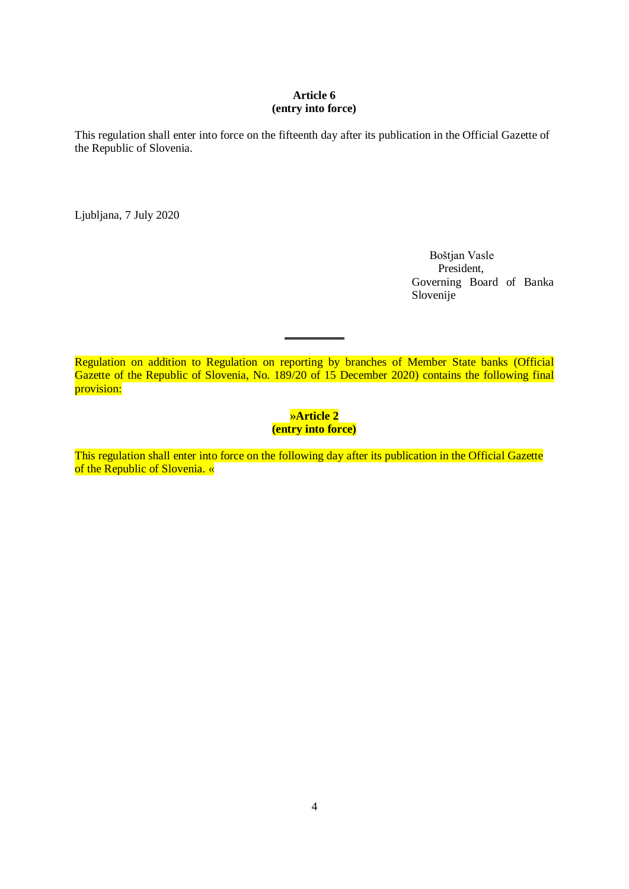**Article 6**
**(entry into force)**

This regulation shall enter into force on the fifteenth day after its publication in the Official Gazette of the Republic of Slovenia.

Ljubljana, 7 July 2020

Boštjan Vasle
President,
Governing Board of Banka Slovenije

---

Regulation on addition to Regulation on reporting by branches of Member State banks (Official Gazette of the Republic of Slovenia, No. 189/20 of 15 December 2020) contains the following final provision:

**»Article 2**
**(entry into force)**

This regulation shall enter into force on the following day after its publication in the Official Gazette of the Republic of Slovenia. «